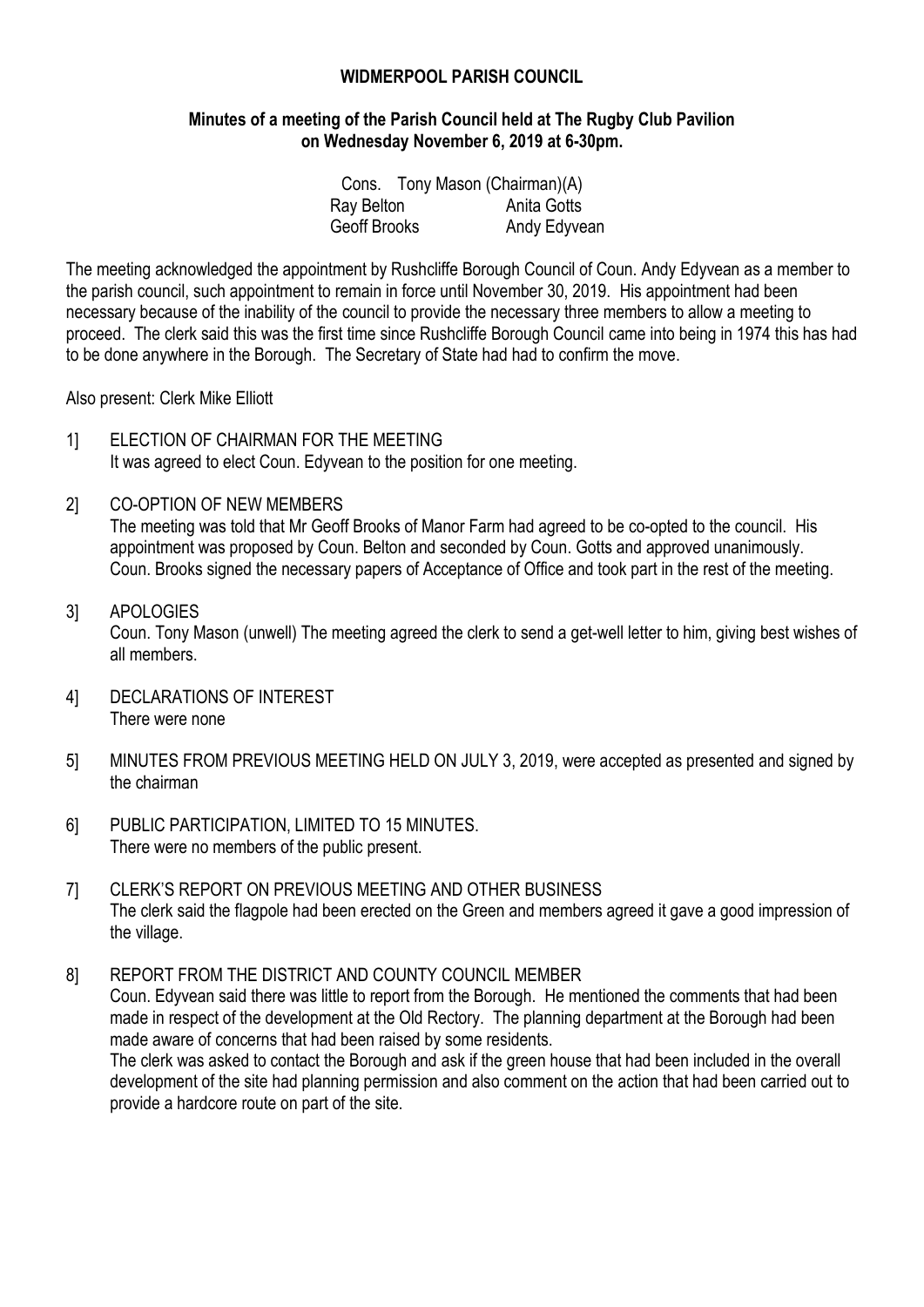# WIDMERPOOL PARISH COUNCIL

## Minutes of a meeting of the Parish Council held at The Rugby Club Pavilion on Wednesday November 6, 2019 at 6-30pm.

Cons. Tony Mason (Chairman)(A)

| | |
|---|---|
| Ray Belton | Anita Gotts |
| Geoff Brooks | Andy Edyvean |

The meeting acknowledged the appointment by Rushcliffe Borough Council of Coun. Andy Edyvean as a member to the parish council, such appointment to remain in force until November 30, 2019. His appointment had been necessary because of the inability of the council to provide the necessary three members to allow a meeting to proceed. The clerk said this was the first time since Rushcliffe Borough Council came into being in 1974 this has had to be done anywhere in the Borough. The Secretary of State had had to confirm the move.

Also present: Clerk Mike Elliott

1] ELECTION OF CHAIRMAN FOR THE MEETING
It was agreed to elect Coun. Edyvean to the position for one meeting.

2] CO-OPTION OF NEW MEMBERS
The meeting was told that Mr Geoff Brooks of Manor Farm had agreed to be co-opted to the council. His appointment was proposed by Coun. Belton and seconded by Coun. Gotts and approved unanimously. Coun. Brooks signed the necessary papers of Acceptance of Office and took part in the rest of the meeting.

3] APOLOGIES
Coun. Tony Mason (unwell) The meeting agreed the clerk to send a get-well letter to him, giving best wishes of all members.

4] DECLARATIONS OF INTEREST
There were none

5] MINUTES FROM PREVIOUS MEETING HELD ON JULY 3, 2019, were accepted as presented and signed by the chairman

6] PUBLIC PARTICIPATION, LIMITED TO 15 MINUTES.
There were no members of the public present.

7] CLERK'S REPORT ON PREVIOUS MEETING AND OTHER BUSINESS
The clerk said the flagpole had been erected on the Green and members agreed it gave a good impression of the village.

8] REPORT FROM THE DISTRICT AND COUNTY COUNCIL MEMBER
Coun. Edyvean said there was little to report from the Borough. He mentioned the comments that had been made in respect of the development at the Old Rectory. The planning department at the Borough had been made aware of concerns that had been raised by some residents.
The clerk was asked to contact the Borough and ask if the green house that had been included in the overall development of the site had planning permission and also comment on the action that had been carried out to provide a hardcore route on part of the site.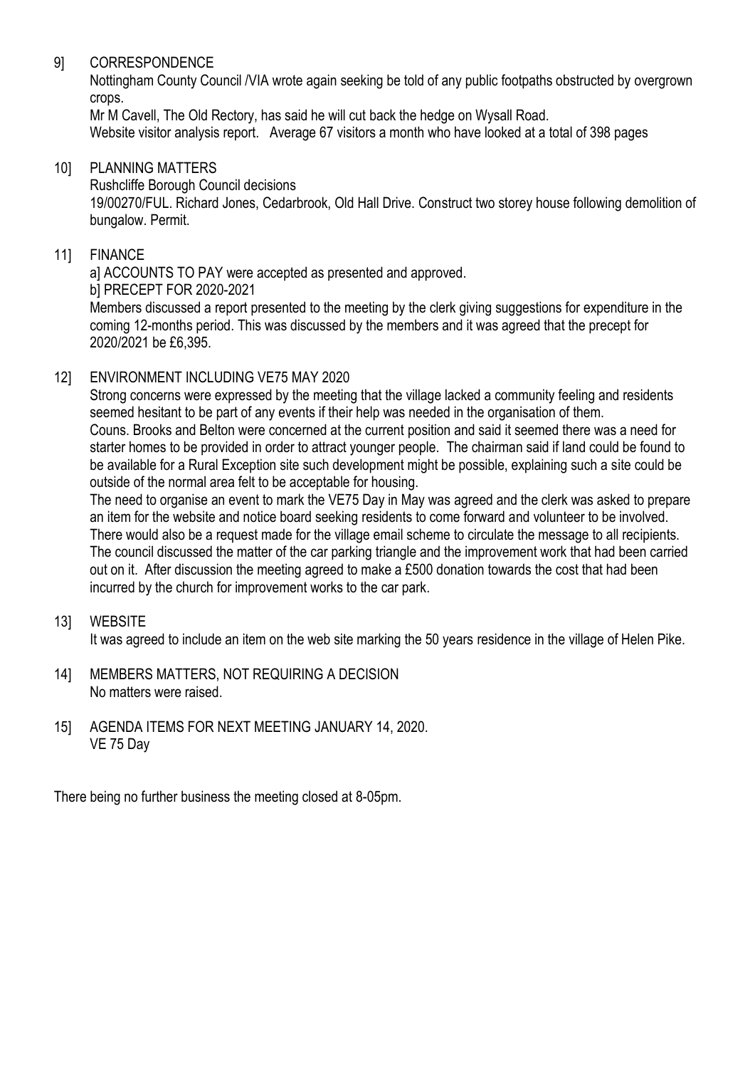9] CORRESPONDENCE

Nottingham County Council /VIA wrote again seeking be told of any public footpaths obstructed by overgrown crops.

Mr M Cavell, The Old Rectory, has said he will cut back the hedge on Wysall Road.

Website visitor analysis report. Average 67 visitors a month who have looked at a total of 398 pages

10] PLANNING MATTERS

Rushcliffe Borough Council decisions

19/00270/FUL. Richard Jones, Cedarbrook, Old Hall Drive. Construct two storey house following demolition of bungalow. Permit.

11] FINANCE

a] ACCOUNTS TO PAY were accepted as presented and approved.

b] PRECEPT FOR 2020-2021

Members discussed a report presented to the meeting by the clerk giving suggestions for expenditure in the coming 12-months period. This was discussed by the members and it was agreed that the precept for 2020/2021 be £6,395.

12] ENVIRONMENT INCLUDING VE75 MAY 2020

Strong concerns were expressed by the meeting that the village lacked a community feeling and residents seemed hesitant to be part of any events if their help was needed in the organisation of them.

Couns. Brooks and Belton were concerned at the current position and said it seemed there was a need for starter homes to be provided in order to attract younger people. The chairman said if land could be found to be available for a Rural Exception site such development might be possible, explaining such a site could be outside of the normal area felt to be acceptable for housing.

The need to organise an event to mark the VE75 Day in May was agreed and the clerk was asked to prepare an item for the website and notice board seeking residents to come forward and volunteer to be involved. There would also be a request made for the village email scheme to circulate the message to all recipients.

The council discussed the matter of the car parking triangle and the improvement work that had been carried out on it. After discussion the meeting agreed to make a £500 donation towards the cost that had been incurred by the church for improvement works to the car park.

13] WEBSITE

It was agreed to include an item on the web site marking the 50 years residence in the village of Helen Pike.

14] MEMBERS MATTERS, NOT REQUIRING A DECISION

No matters were raised.

15] AGENDA ITEMS FOR NEXT MEETING JANUARY 14, 2020.

VE 75 Day

There being no further business the meeting closed at 8-05pm.